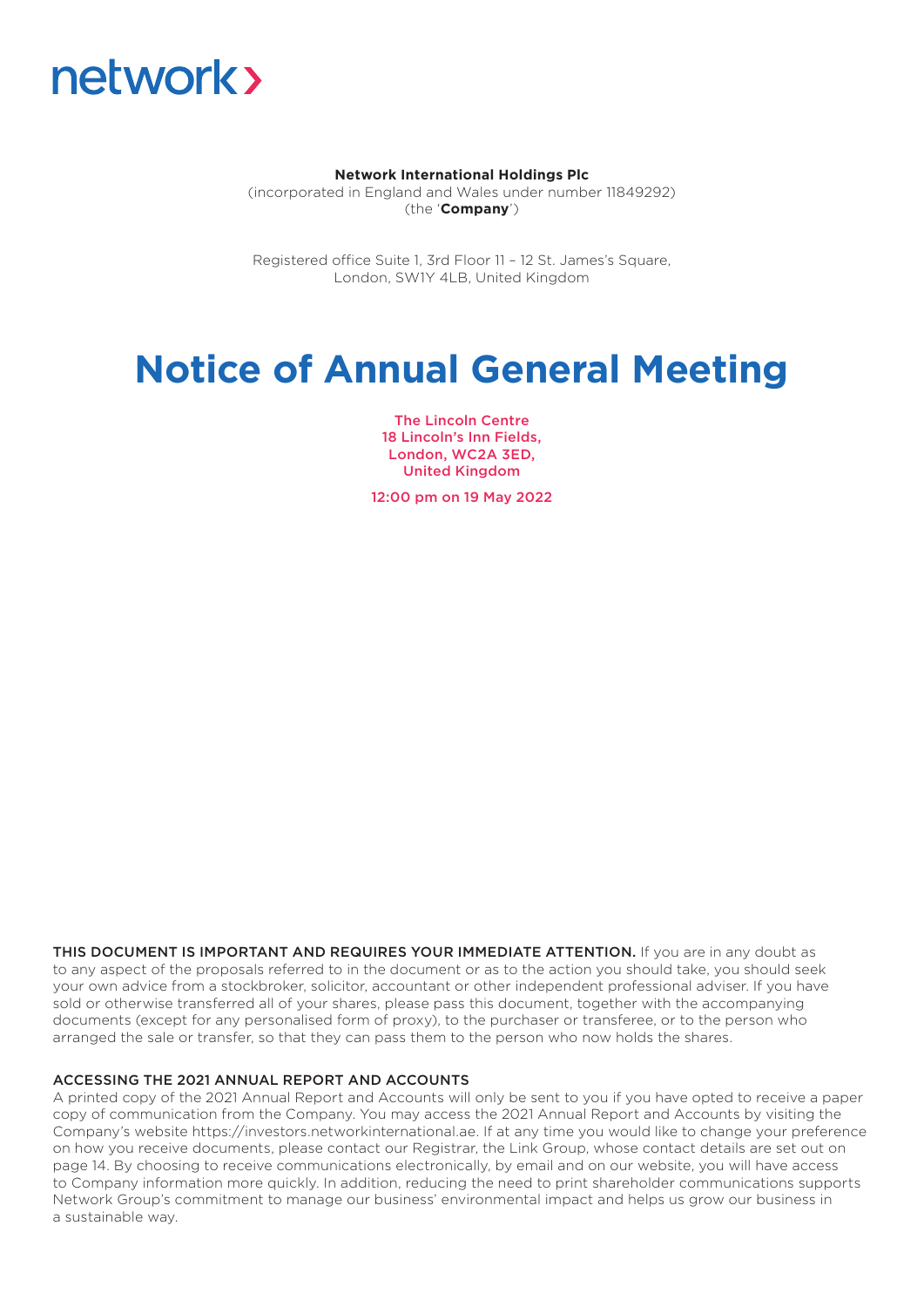network›

**Network International Holdings Plc**
(incorporated in England and Wales under number 11849292)
(the '**Company**')

Registered office Suite 1, 3rd Floor 11 – 12 St. James's Square,
London, SW1Y 4LB, United Kingdom

# Notice of Annual General Meeting

The Lincoln Centre
18 Lincoln's Inn Fields,
London, WC2A 3ED,
United Kingdom

12:00 pm on 19 May 2022

**THIS DOCUMENT IS IMPORTANT AND REQUIRES YOUR IMMEDIATE ATTENTION.** If you are in any doubt as to any aspect of the proposals referred to in the document or as to the action you should take, you should seek your own advice from a stockbroker, solicitor, accountant or other independent professional adviser. If you have sold or otherwise transferred all of your shares, please pass this document, together with the accompanying documents (except for any personalised form of proxy), to the purchaser or transferee, or to the person who arranged the sale or transfer, so that they can pass them to the person who now holds the shares.

## ACCESSING THE 2021 ANNUAL REPORT AND ACCOUNTS

A printed copy of the 2021 Annual Report and Accounts will only be sent to you if you have opted to receive a paper copy of communication from the Company. You may access the 2021 Annual Report and Accounts by visiting the Company's website https://investors.networkinternational.ae. If at any time you would like to change your preference on how you receive documents, please contact our Registrar, the Link Group, whose contact details are set out on page 14. By choosing to receive communications electronically, by email and on our website, you will have access to Company information more quickly. In addition, reducing the need to print shareholder communications supports Network Group's commitment to manage our business' environmental impact and helps us grow our business in a sustainable way.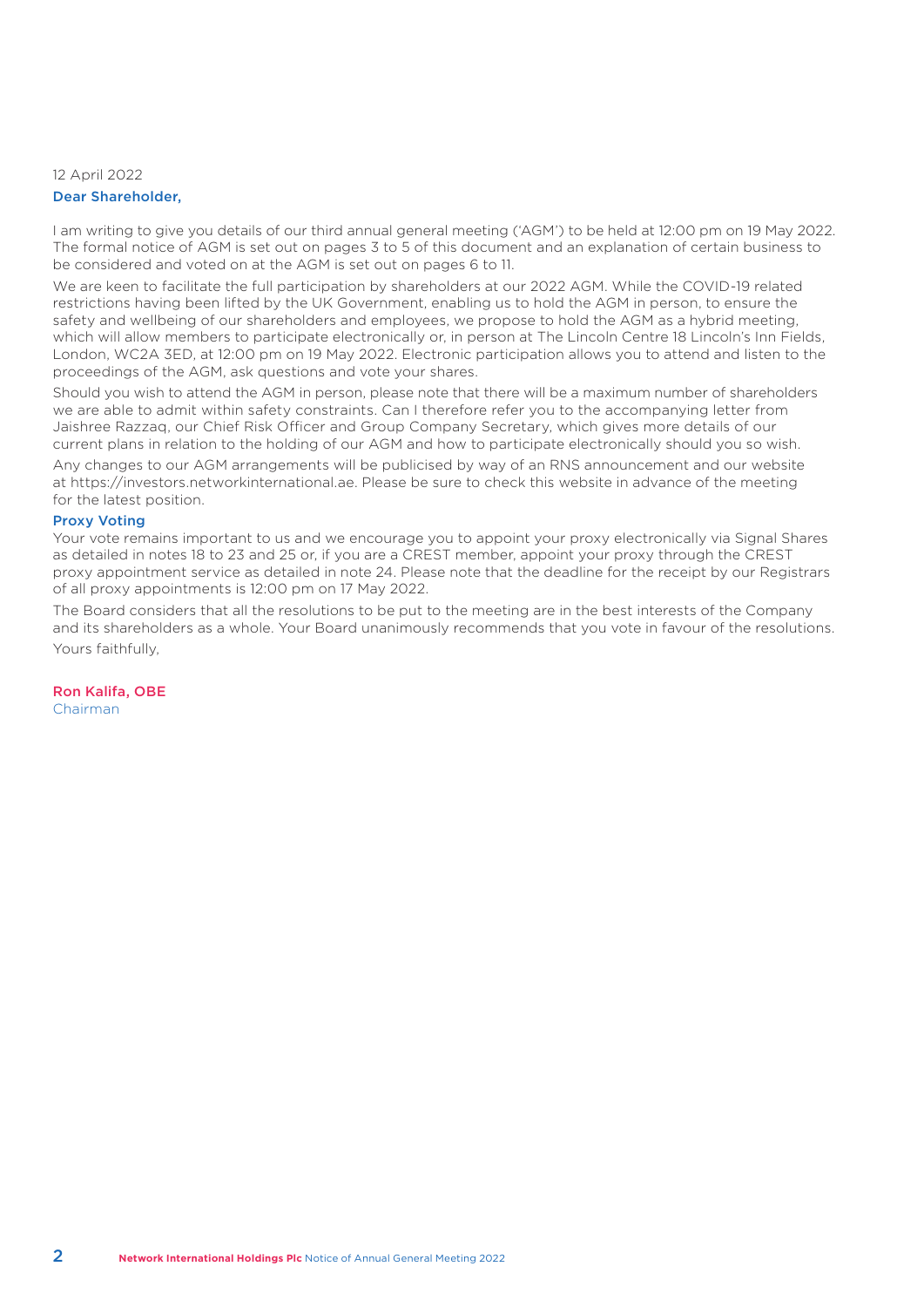12 April 2022

**Dear Shareholder,**

I am writing to give you details of our third annual general meeting ('AGM') to be held at 12:00 pm on 19 May 2022. The formal notice of AGM is set out on pages 3 to 5 of this document and an explanation of certain business to be considered and voted on at the AGM is set out on pages 6 to 11.

We are keen to facilitate the full participation by shareholders at our 2022 AGM. While the COVID-19 related restrictions having been lifted by the UK Government, enabling us to hold the AGM in person, to ensure the safety and wellbeing of our shareholders and employees, we propose to hold the AGM as a hybrid meeting, which will allow members to participate electronically or, in person at The Lincoln Centre 18 Lincoln's Inn Fields, London, WC2A 3ED, at 12:00 pm on 19 May 2022. Electronic participation allows you to attend and listen to the proceedings of the AGM, ask questions and vote your shares.

Should you wish to attend the AGM in person, please note that there will be a maximum number of shareholders we are able to admit within safety constraints. Can I therefore refer you to the accompanying letter from Jaishree Razzaq, our Chief Risk Officer and Group Company Secretary, which gives more details of our current plans in relation to the holding of our AGM and how to participate electronically should you so wish.

Any changes to our AGM arrangements will be publicised by way of an RNS announcement and our website at https://investors.networkinternational.ae. Please be sure to check this website in advance of the meeting for the latest position.

**Proxy Voting**

Your vote remains important to us and we encourage you to appoint your proxy electronically via Signal Shares as detailed in notes 18 to 23 and 25 or, if you are a CREST member, appoint your proxy through the CREST proxy appointment service as detailed in note 24. Please note that the deadline for the receipt by our Registrars of all proxy appointments is 12:00 pm on 17 May 2022.

The Board considers that all the resolutions to be put to the meeting are in the best interests of the Company and its shareholders as a whole. Your Board unanimously recommends that you vote in favour of the resolutions.

Yours faithfully,

**Ron Kalifa, OBE**
Chairman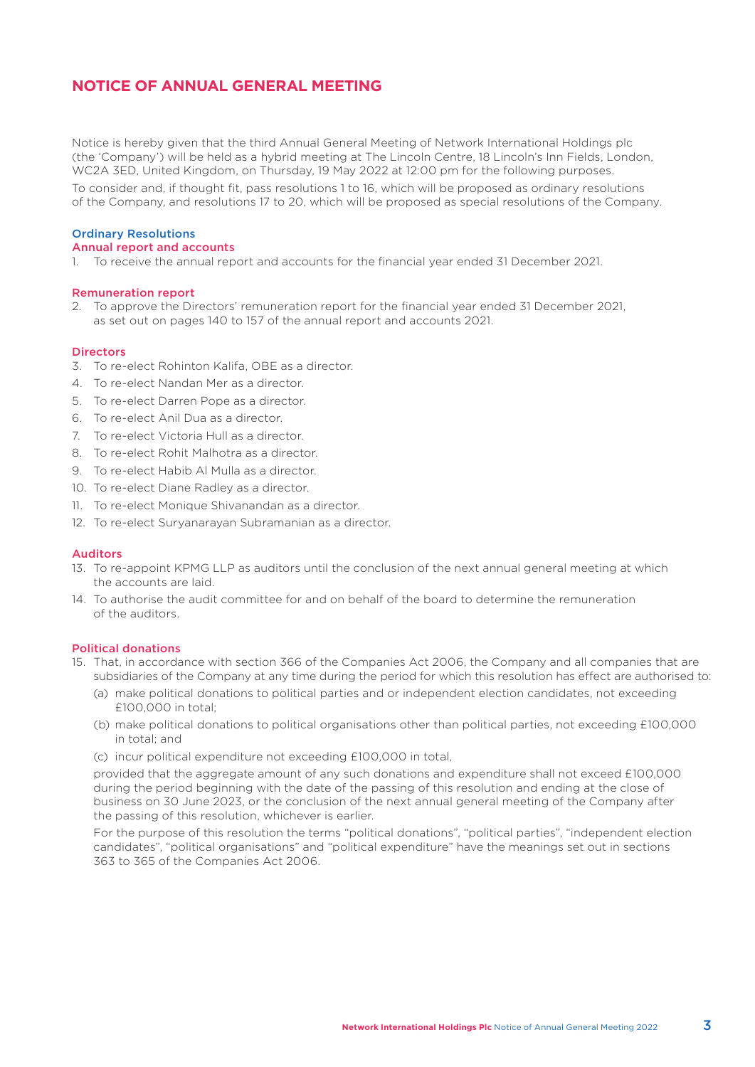# NOTICE OF ANNUAL GENERAL MEETING

Notice is hereby given that the third Annual General Meeting of Network International Holdings plc (the 'Company') will be held as a hybrid meeting at The Lincoln Centre, 18 Lincoln's Inn Fields, London, WC2A 3ED, United Kingdom, on Thursday, 19 May 2022 at 12:00 pm for the following purposes.

To consider and, if thought fit, pass resolutions 1 to 16, which will be proposed as ordinary resolutions of the Company, and resolutions 17 to 20, which will be proposed as special resolutions of the Company.

## Ordinary Resolutions

### Annual report and accounts

1. To receive the annual report and accounts for the financial year ended 31 December 2021.

### Remuneration report

2. To approve the Directors' remuneration report for the financial year ended 31 December 2021, as set out on pages 140 to 157 of the annual report and accounts 2021.

### Directors

3. To re-elect Rohinton Kalifa, OBE as a director.
4. To re-elect Nandan Mer as a director.
5. To re-elect Darren Pope as a director.
6. To re-elect Anil Dua as a director.
7. To re-elect Victoria Hull as a director.
8. To re-elect Rohit Malhotra as a director.
9. To re-elect Habib Al Mulla as a director.
10. To re-elect Diane Radley as a director.
11. To re-elect Monique Shivanandan as a director.
12. To re-elect Suryanarayan Subramanian as a director.

### Auditors

13. To re-appoint KPMG LLP as auditors until the conclusion of the next annual general meeting at which the accounts are laid.
14. To authorise the audit committee for and on behalf of the board to determine the remuneration of the auditors.

### Political donations

15. That, in accordance with section 366 of the Companies Act 2006, the Company and all companies that are subsidiaries of the Company at any time during the period for which this resolution has effect are authorised to:
    (a) make political donations to political parties and or independent election candidates, not exceeding £100,000 in total;
    (b) make political donations to political organisations other than political parties, not exceeding £100,000 in total; and
    (c) incur political expenditure not exceeding £100,000 in total,

    provided that the aggregate amount of any such donations and expenditure shall not exceed £100,000 during the period beginning with the date of the passing of this resolution and ending at the close of business on 30 June 2023, or the conclusion of the next annual general meeting of the Company after the passing of this resolution, whichever is earlier.

    For the purpose of this resolution the terms "political donations", "political parties", "independent election candidates", "political organisations" and "political expenditure" have the meanings set out in sections 363 to 365 of the Companies Act 2006.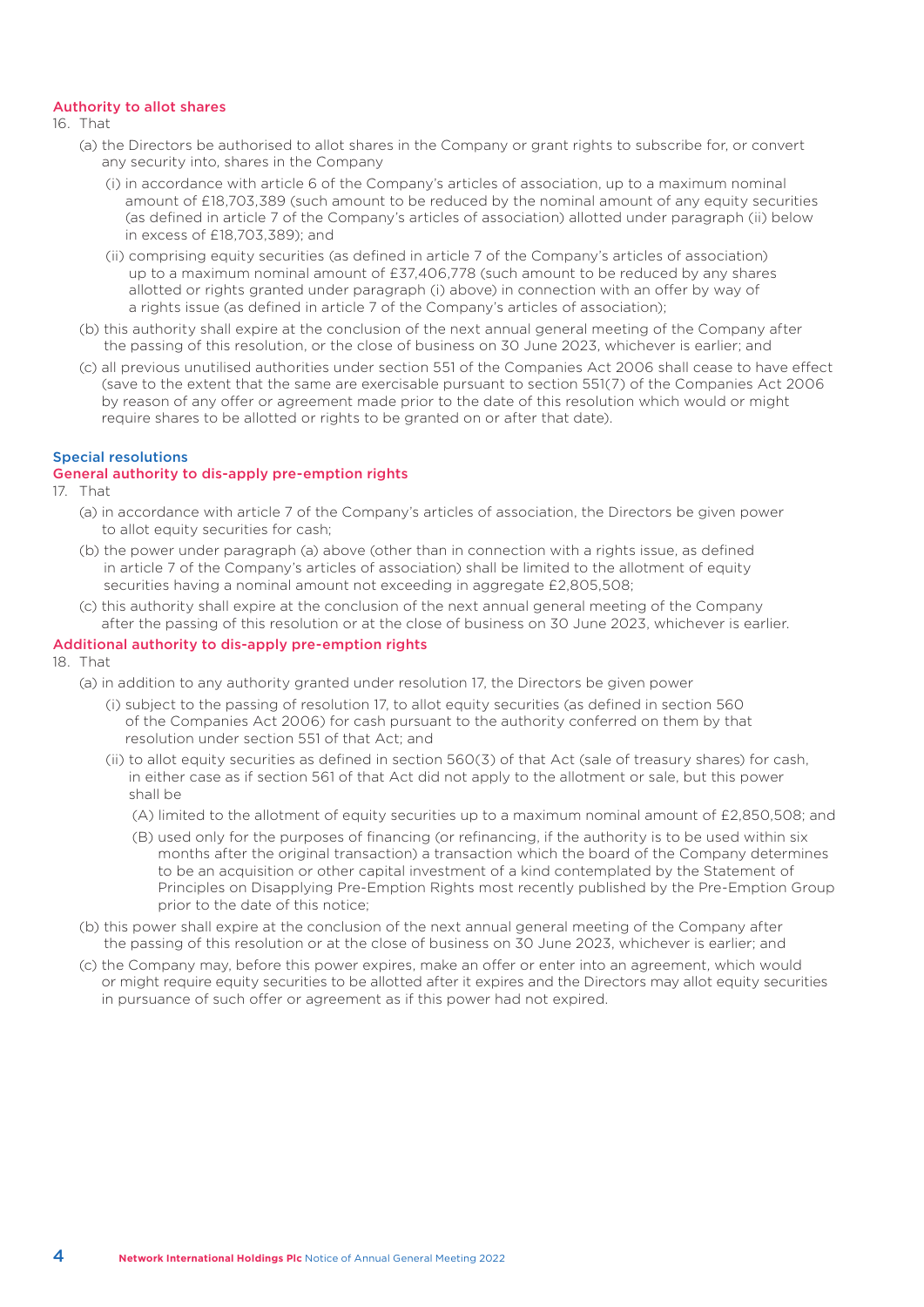### Authority to allot shares

16. That

(a) the Directors be authorised to allot shares in the Company or grant rights to subscribe for, or convert any security into, shares in the Company

(i) in accordance with article 6 of the Company's articles of association, up to a maximum nominal amount of £18,703,389 (such amount to be reduced by the nominal amount of any equity securities (as defined in article 7 of the Company's articles of association) allotted under paragraph (ii) below in excess of £18,703,389); and

(ii) comprising equity securities (as defined in article 7 of the Company's articles of association) up to a maximum nominal amount of £37,406,778 (such amount to be reduced by any shares allotted or rights granted under paragraph (i) above) in connection with an offer by way of a rights issue (as defined in article 7 of the Company's articles of association);

(b) this authority shall expire at the conclusion of the next annual general meeting of the Company after the passing of this resolution, or the close of business on 30 June 2023, whichever is earlier; and

(c) all previous unutilised authorities under section 551 of the Companies Act 2006 shall cease to have effect (save to the extent that the same are exercisable pursuant to section 551(7) of the Companies Act 2006 by reason of any offer or agreement made prior to the date of this resolution which would or might require shares to be allotted or rights to be granted on or after that date).

## Special resolutions

### General authority to dis-apply pre-emption rights

17. That

(a) in accordance with article 7 of the Company's articles of association, the Directors be given power to allot equity securities for cash;

(b) the power under paragraph (a) above (other than in connection with a rights issue, as defined in article 7 of the Company's articles of association) shall be limited to the allotment of equity securities having a nominal amount not exceeding in aggregate £2,805,508;

(c) this authority shall expire at the conclusion of the next annual general meeting of the Company after the passing of this resolution or at the close of business on 30 June 2023, whichever is earlier.

### Additional authority to dis-apply pre-emption rights

18. That

(a) in addition to any authority granted under resolution 17, the Directors be given power

(i) subject to the passing of resolution 17, to allot equity securities (as defined in section 560 of the Companies Act 2006) for cash pursuant to the authority conferred on them by that resolution under section 551 of that Act; and

(ii) to allot equity securities as defined in section 560(3) of that Act (sale of treasury shares) for cash, in either case as if section 561 of that Act did not apply to the allotment or sale, but this power shall be

(A) limited to the allotment of equity securities up to a maximum nominal amount of £2,850,508; and

(B) used only for the purposes of financing (or refinancing, if the authority is to be used within six months after the original transaction) a transaction which the board of the Company determines to be an acquisition or other capital investment of a kind contemplated by the Statement of Principles on Disapplying Pre-Emption Rights most recently published by the Pre-Emption Group prior to the date of this notice;

(b) this power shall expire at the conclusion of the next annual general meeting of the Company after the passing of this resolution or at the close of business on 30 June 2023, whichever is earlier; and

(c) the Company may, before this power expires, make an offer or enter into an agreement, which would or might require equity securities to be allotted after it expires and the Directors may allot equity securities in pursuance of such offer or agreement as if this power had not expired.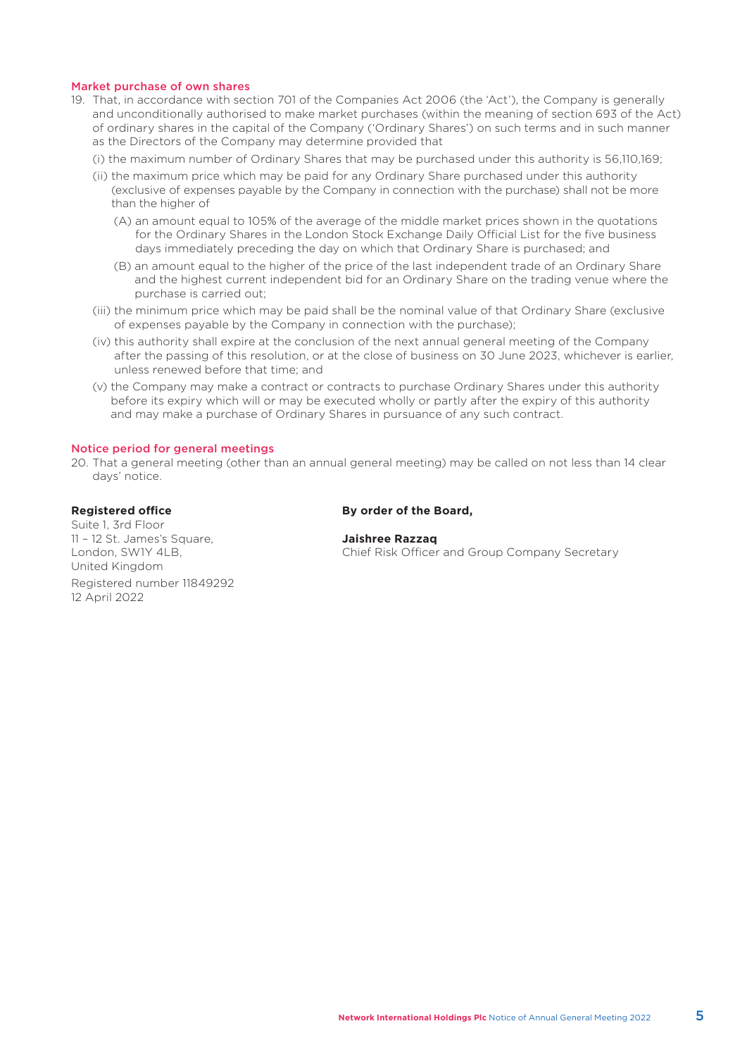## Market purchase of own shares

19. That, in accordance with section 701 of the Companies Act 2006 (the 'Act'), the Company is generally and unconditionally authorised to make market purchases (within the meaning of section 693 of the Act) of ordinary shares in the capital of the Company ('Ordinary Shares') on such terms and in such manner as the Directors of the Company may determine provided that

    (i) the maximum number of Ordinary Shares that may be purchased under this authority is 56,110,169;

    (ii) the maximum price which may be paid for any Ordinary Share purchased under this authority (exclusive of expenses payable by the Company in connection with the purchase) shall not be more than the higher of

      (A) an amount equal to 105% of the average of the middle market prices shown in the quotations for the Ordinary Shares in the London Stock Exchange Daily Official List for the five business days immediately preceding the day on which that Ordinary Share is purchased; and

      (B) an amount equal to the higher of the price of the last independent trade of an Ordinary Share and the highest current independent bid for an Ordinary Share on the trading venue where the purchase is carried out;

    (iii) the minimum price which may be paid shall be the nominal value of that Ordinary Share (exclusive of expenses payable by the Company in connection with the purchase);

    (iv) this authority shall expire at the conclusion of the next annual general meeting of the Company after the passing of this resolution, or at the close of business on 30 June 2023, whichever is earlier, unless renewed before that time; and

    (v) the Company may make a contract or contracts to purchase Ordinary Shares under this authority before its expiry which will or may be executed wholly or partly after the expiry of this authority and may make a purchase of Ordinary Shares in pursuance of any such contract.

## Notice period for general meetings

20. That a general meeting (other than an annual general meeting) may be called on not less than 14 clear days' notice.

**Registered office**

Suite 1, 3rd Floor
11 – 12 St. James's Square,
London, SW1Y 4LB,
United Kingdom

Registered number 11849292
12 April 2022

**By order of the Board,**

**Jaishree Razzaq**
Chief Risk Officer and Group Company Secretary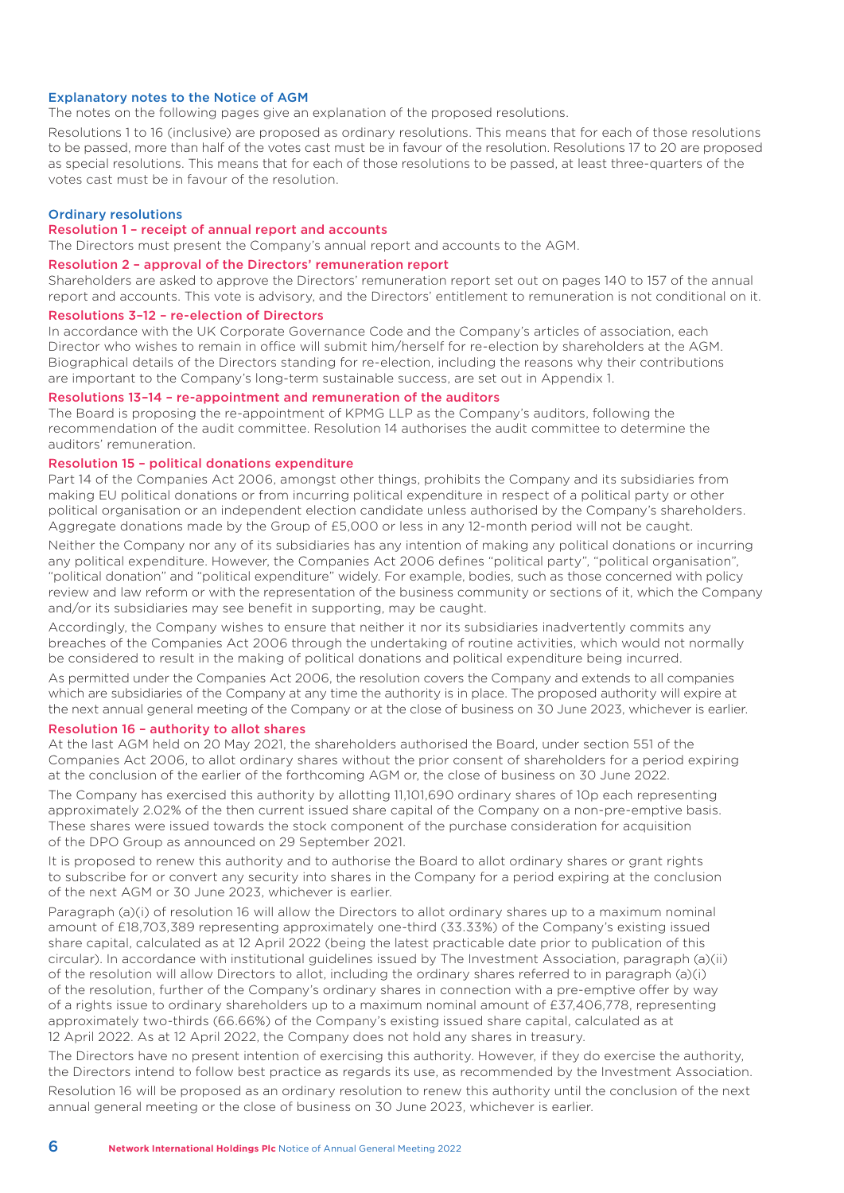## Explanatory notes to the Notice of AGM

The notes on the following pages give an explanation of the proposed resolutions.

Resolutions 1 to 16 (inclusive) are proposed as ordinary resolutions. This means that for each of those resolutions to be passed, more than half of the votes cast must be in favour of the resolution. Resolutions 17 to 20 are proposed as special resolutions. This means that for each of those resolutions to be passed, at least three-quarters of the votes cast must be in favour of the resolution.

## Ordinary resolutions

### Resolution 1 – receipt of annual report and accounts

The Directors must present the Company's annual report and accounts to the AGM.

### Resolution 2 – approval of the Directors' remuneration report

Shareholders are asked to approve the Directors' remuneration report set out on pages 140 to 157 of the annual report and accounts. This vote is advisory, and the Directors' entitlement to remuneration is not conditional on it.

### Resolutions 3–12 – re-election of Directors

In accordance with the UK Corporate Governance Code and the Company's articles of association, each Director who wishes to remain in office will submit him/herself for re-election by shareholders at the AGM. Biographical details of the Directors standing for re-election, including the reasons why their contributions are important to the Company's long-term sustainable success, are set out in Appendix 1.

### Resolutions 13–14 – re-appointment and remuneration of the auditors

The Board is proposing the re-appointment of KPMG LLP as the Company's auditors, following the recommendation of the audit committee. Resolution 14 authorises the audit committee to determine the auditors' remuneration.

### Resolution 15 – political donations expenditure

Part 14 of the Companies Act 2006, amongst other things, prohibits the Company and its subsidiaries from making EU political donations or from incurring political expenditure in respect of a political party or other political organisation or an independent election candidate unless authorised by the Company's shareholders. Aggregate donations made by the Group of £5,000 or less in any 12-month period will not be caught.

Neither the Company nor any of its subsidiaries has any intention of making any political donations or incurring any political expenditure. However, the Companies Act 2006 defines "political party", "political organisation", "political donation" and "political expenditure" widely. For example, bodies, such as those concerned with policy review and law reform or with the representation of the business community or sections of it, which the Company and/or its subsidiaries may see benefit in supporting, may be caught.

Accordingly, the Company wishes to ensure that neither it nor its subsidiaries inadvertently commits any breaches of the Companies Act 2006 through the undertaking of routine activities, which would not normally be considered to result in the making of political donations and political expenditure being incurred.

As permitted under the Companies Act 2006, the resolution covers the Company and extends to all companies which are subsidiaries of the Company at any time the authority is in place. The proposed authority will expire at the next annual general meeting of the Company or at the close of business on 30 June 2023, whichever is earlier.

### Resolution 16 – authority to allot shares

At the last AGM held on 20 May 2021, the shareholders authorised the Board, under section 551 of the Companies Act 2006, to allot ordinary shares without the prior consent of shareholders for a period expiring at the conclusion of the earlier of the forthcoming AGM or, the close of business on 30 June 2022.

The Company has exercised this authority by allotting 11,101,690 ordinary shares of 10p each representing approximately 2.02% of the then current issued share capital of the Company on a non-pre-emptive basis. These shares were issued towards the stock component of the purchase consideration for acquisition of the DPO Group as announced on 29 September 2021.

It is proposed to renew this authority and to authorise the Board to allot ordinary shares or grant rights to subscribe for or convert any security into shares in the Company for a period expiring at the conclusion of the next AGM or 30 June 2023, whichever is earlier.

Paragraph (a)(i) of resolution 16 will allow the Directors to allot ordinary shares up to a maximum nominal amount of £18,703,389 representing approximately one-third (33.33%) of the Company's existing issued share capital, calculated as at 12 April 2022 (being the latest practicable date prior to publication of this circular). In accordance with institutional guidelines issued by The Investment Association, paragraph (a)(ii) of the resolution will allow Directors to allot, including the ordinary shares referred to in paragraph (a)(i) of the resolution, further of the Company's ordinary shares in connection with a pre-emptive offer by way of a rights issue to ordinary shareholders up to a maximum nominal amount of £37,406,778, representing approximately two-thirds (66.66%) of the Company's existing issued share capital, calculated as at 12 April 2022. As at 12 April 2022, the Company does not hold any shares in treasury.

The Directors have no present intention of exercising this authority. However, if they do exercise the authority, the Directors intend to follow best practice as regards its use, as recommended by the Investment Association.

Resolution 16 will be proposed as an ordinary resolution to renew this authority until the conclusion of the next annual general meeting or the close of business on 30 June 2023, whichever is earlier.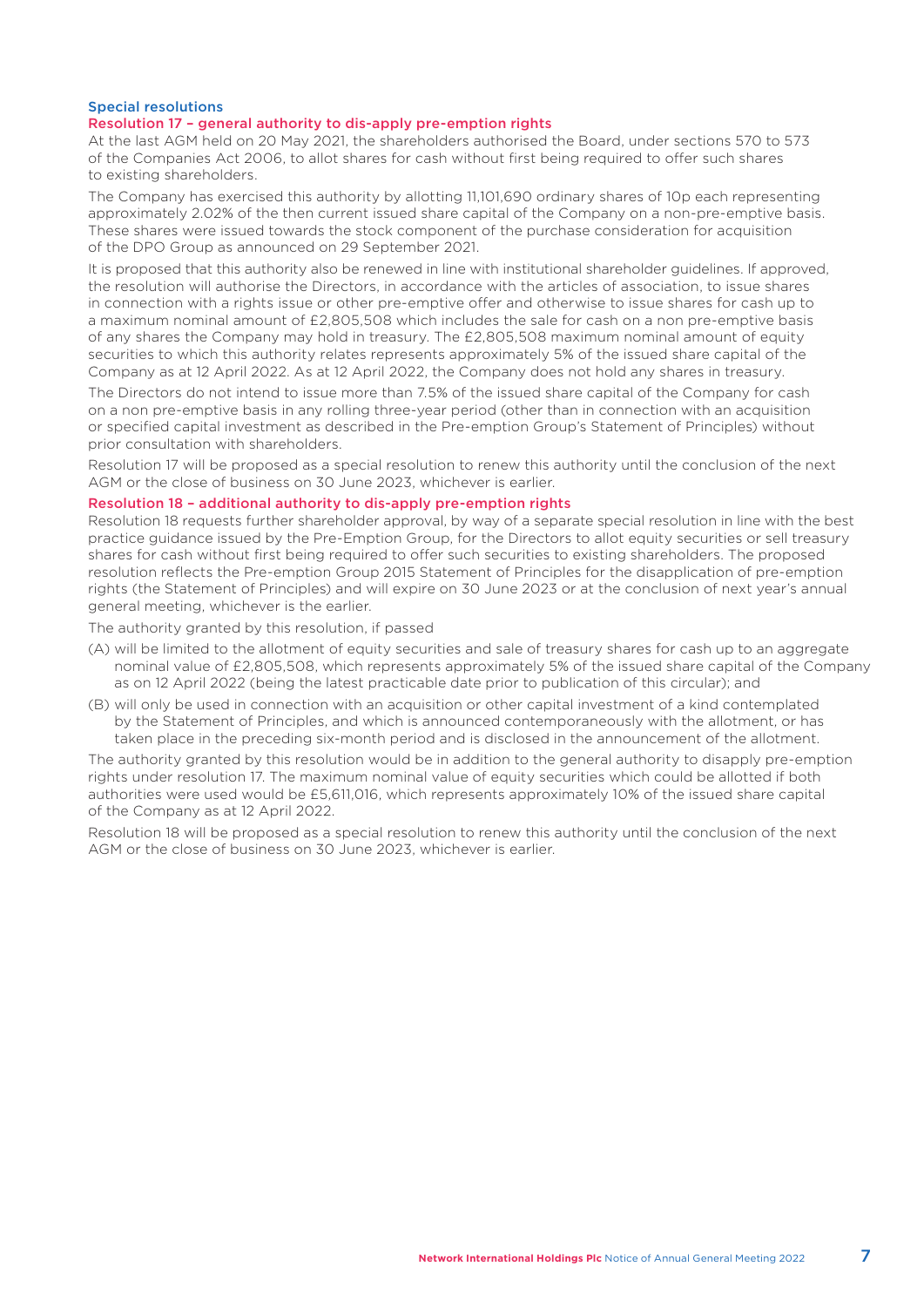## Special resolutions

### Resolution 17 – general authority to dis-apply pre-emption rights

At the last AGM held on 20 May 2021, the shareholders authorised the Board, under sections 570 to 573 of the Companies Act 2006, to allot shares for cash without first being required to offer such shares to existing shareholders.

The Company has exercised this authority by allotting 11,101,690 ordinary shares of 10p each representing approximately 2.02% of the then current issued share capital of the Company on a non-pre-emptive basis. These shares were issued towards the stock component of the purchase consideration for acquisition of the DPO Group as announced on 29 September 2021.

It is proposed that this authority also be renewed in line with institutional shareholder guidelines. If approved, the resolution will authorise the Directors, in accordance with the articles of association, to issue shares in connection with a rights issue or other pre-emptive offer and otherwise to issue shares for cash up to a maximum nominal amount of £2,805,508 which includes the sale for cash on a non pre-emptive basis of any shares the Company may hold in treasury. The £2,805,508 maximum nominal amount of equity securities to which this authority relates represents approximately 5% of the issued share capital of the Company as at 12 April 2022. As at 12 April 2022, the Company does not hold any shares in treasury.

The Directors do not intend to issue more than 7.5% of the issued share capital of the Company for cash on a non pre-emptive basis in any rolling three-year period (other than in connection with an acquisition or specified capital investment as described in the Pre-emption Group's Statement of Principles) without prior consultation with shareholders.

Resolution 17 will be proposed as a special resolution to renew this authority until the conclusion of the next AGM or the close of business on 30 June 2023, whichever is earlier.

### Resolution 18 – additional authority to dis-apply pre-emption rights

Resolution 18 requests further shareholder approval, by way of a separate special resolution in line with the best practice guidance issued by the Pre-Emption Group, for the Directors to allot equity securities or sell treasury shares for cash without first being required to offer such securities to existing shareholders. The proposed resolution reflects the Pre-emption Group 2015 Statement of Principles for the disapplication of pre-emption rights (the Statement of Principles) and will expire on 30 June 2023 or at the conclusion of next year's annual general meeting, whichever is the earlier.

The authority granted by this resolution, if passed

(A) will be limited to the allotment of equity securities and sale of treasury shares for cash up to an aggregate nominal value of £2,805,508, which represents approximately 5% of the issued share capital of the Company as on 12 April 2022 (being the latest practicable date prior to publication of this circular); and

(B) will only be used in connection with an acquisition or other capital investment of a kind contemplated by the Statement of Principles, and which is announced contemporaneously with the allotment, or has taken place in the preceding six-month period and is disclosed in the announcement of the allotment.

The authority granted by this resolution would be in addition to the general authority to disapply pre-emption rights under resolution 17. The maximum nominal value of equity securities which could be allotted if both authorities were used would be £5,611,016, which represents approximately 10% of the issued share capital of the Company as at 12 April 2022.

Resolution 18 will be proposed as a special resolution to renew this authority until the conclusion of the next AGM or the close of business on 30 June 2023, whichever is earlier.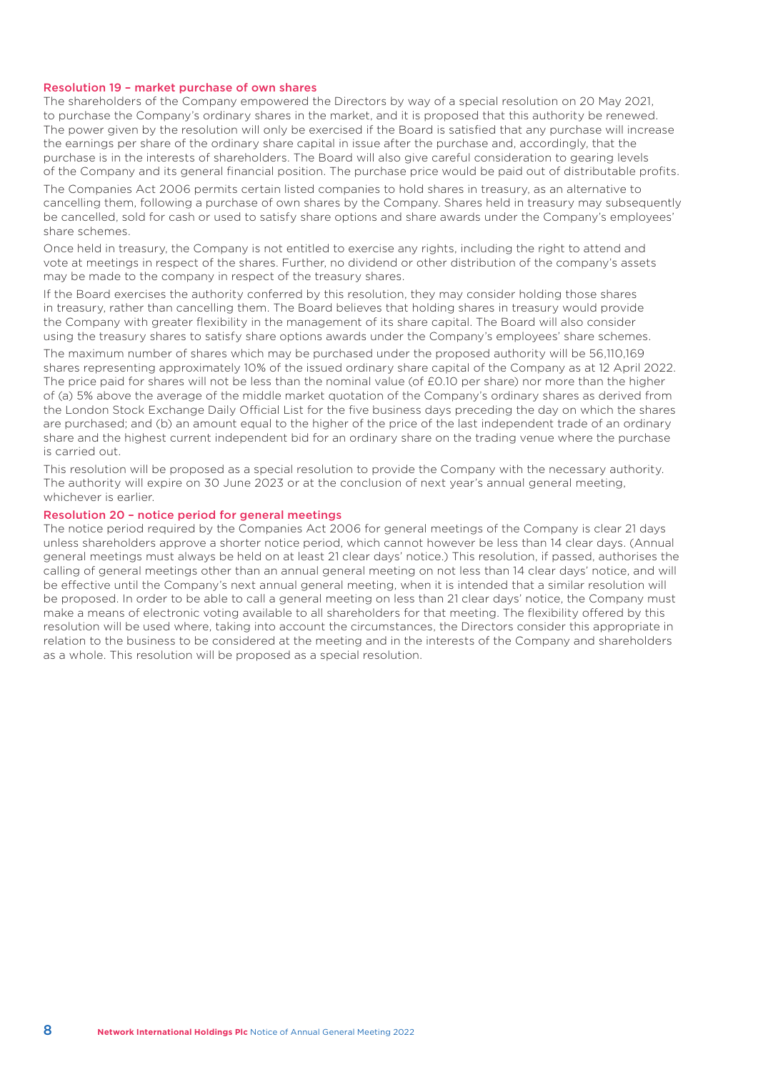### Resolution 19 – market purchase of own shares

The shareholders of the Company empowered the Directors by way of a special resolution on 20 May 2021, to purchase the Company's ordinary shares in the market, and it is proposed that this authority be renewed. The power given by the resolution will only be exercised if the Board is satisfied that any purchase will increase the earnings per share of the ordinary share capital in issue after the purchase and, accordingly, that the purchase is in the interests of shareholders. The Board will also give careful consideration to gearing levels of the Company and its general financial position. The purchase price would be paid out of distributable profits.

The Companies Act 2006 permits certain listed companies to hold shares in treasury, as an alternative to cancelling them, following a purchase of own shares by the Company. Shares held in treasury may subsequently be cancelled, sold for cash or used to satisfy share options and share awards under the Company's employees' share schemes.

Once held in treasury, the Company is not entitled to exercise any rights, including the right to attend and vote at meetings in respect of the shares. Further, no dividend or other distribution of the company's assets may be made to the company in respect of the treasury shares.

If the Board exercises the authority conferred by this resolution, they may consider holding those shares in treasury, rather than cancelling them. The Board believes that holding shares in treasury would provide the Company with greater flexibility in the management of its share capital. The Board will also consider using the treasury shares to satisfy share options awards under the Company's employees' share schemes.

The maximum number of shares which may be purchased under the proposed authority will be 56,110,169 shares representing approximately 10% of the issued ordinary share capital of the Company as at 12 April 2022. The price paid for shares will not be less than the nominal value (of £0.10 per share) nor more than the higher of (a) 5% above the average of the middle market quotation of the Company's ordinary shares as derived from the London Stock Exchange Daily Official List for the five business days preceding the day on which the shares are purchased; and (b) an amount equal to the higher of the price of the last independent trade of an ordinary share and the highest current independent bid for an ordinary share on the trading venue where the purchase is carried out.

This resolution will be proposed as a special resolution to provide the Company with the necessary authority. The authority will expire on 30 June 2023 or at the conclusion of next year's annual general meeting, whichever is earlier.

### Resolution 20 – notice period for general meetings

The notice period required by the Companies Act 2006 for general meetings of the Company is clear 21 days unless shareholders approve a shorter notice period, which cannot however be less than 14 clear days. (Annual general meetings must always be held on at least 21 clear days' notice.) This resolution, if passed, authorises the calling of general meetings other than an annual general meeting on not less than 14 clear days' notice, and will be effective until the Company's next annual general meeting, when it is intended that a similar resolution will be proposed. In order to be able to call a general meeting on less than 21 clear days' notice, the Company must make a means of electronic voting available to all shareholders for that meeting. The flexibility offered by this resolution will be used where, taking into account the circumstances, the Directors consider this appropriate in relation to the business to be considered at the meeting and in the interests of the Company and shareholders as a whole. This resolution will be proposed as a special resolution.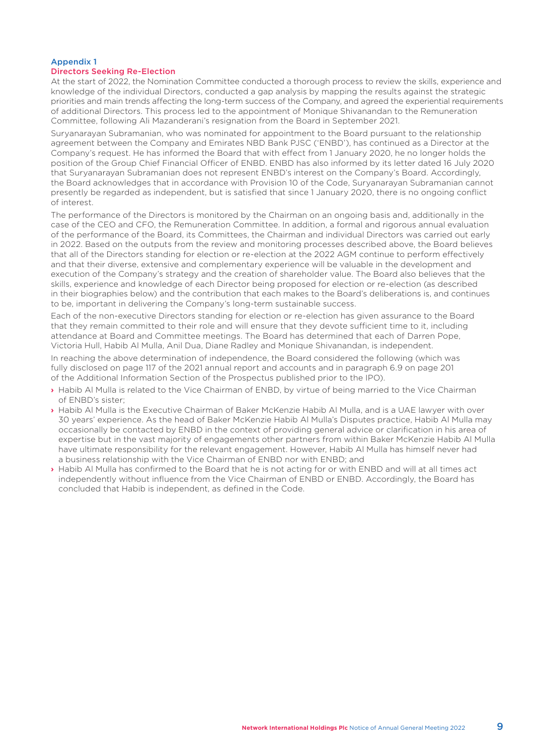## Appendix 1

### Directors Seeking Re-Election

At the start of 2022, the Nomination Committee conducted a thorough process to review the skills, experience and knowledge of the individual Directors, conducted a gap analysis by mapping the results against the strategic priorities and main trends affecting the long-term success of the Company, and agreed the experiential requirements of additional Directors. This process led to the appointment of Monique Shivanandan to the Remuneration Committee, following Ali Mazanderani's resignation from the Board in September 2021.

Suryanarayan Subramanian, who was nominated for appointment to the Board pursuant to the relationship agreement between the Company and Emirates NBD Bank PJSC ('ENBD'), has continued as a Director at the Company's request. He has informed the Board that with effect from 1 January 2020, he no longer holds the position of the Group Chief Financial Officer of ENBD. ENBD has also informed by its letter dated 16 July 2020 that Suryanarayan Subramanian does not represent ENBD's interest on the Company's Board. Accordingly, the Board acknowledges that in accordance with Provision 10 of the Code, Suryanarayan Subramanian cannot presently be regarded as independent, but is satisfied that since 1 January 2020, there is no ongoing conflict of interest.

The performance of the Directors is monitored by the Chairman on an ongoing basis and, additionally in the case of the CEO and CFO, the Remuneration Committee. In addition, a formal and rigorous annual evaluation of the performance of the Board, its Committees, the Chairman and individual Directors was carried out early in 2022. Based on the outputs from the review and monitoring processes described above, the Board believes that all of the Directors standing for election or re-election at the 2022 AGM continue to perform effectively and that their diverse, extensive and complementary experience will be valuable in the development and execution of the Company's strategy and the creation of shareholder value. The Board also believes that the skills, experience and knowledge of each Director being proposed for election or re-election (as described in their biographies below) and the contribution that each makes to the Board's deliberations is, and continues to be, important in delivering the Company's long-term sustainable success.

Each of the non-executive Directors standing for election or re-election has given assurance to the Board that they remain committed to their role and will ensure that they devote sufficient time to it, including attendance at Board and Committee meetings. The Board has determined that each of Darren Pope, Victoria Hull, Habib Al Mulla, Anil Dua, Diane Radley and Monique Shivanandan, is independent.

In reaching the above determination of independence, the Board considered the following (which was fully disclosed on page 117 of the 2021 annual report and accounts and in paragraph 6.9 on page 201 of the Additional Information Section of the Prospectus published prior to the IPO).

- Habib Al Mulla is related to the Vice Chairman of ENBD, by virtue of being married to the Vice Chairman of ENBD's sister;
- Habib Al Mulla is the Executive Chairman of Baker McKenzie Habib Al Mulla, and is a UAE lawyer with over 30 years' experience. As the head of Baker McKenzie Habib Al Mulla's Disputes practice, Habib Al Mulla may occasionally be contacted by ENBD in the context of providing general advice or clarification in his area of expertise but in the vast majority of engagements other partners from within Baker McKenzie Habib Al Mulla have ultimate responsibility for the relevant engagement. However, Habib Al Mulla has himself never had a business relationship with the Vice Chairman of ENBD nor with ENBD; and
- Habib Al Mulla has confirmed to the Board that he is not acting for or with ENBD and will at all times act independently without influence from the Vice Chairman of ENBD or ENBD. Accordingly, the Board has concluded that Habib is independent, as defined in the Code.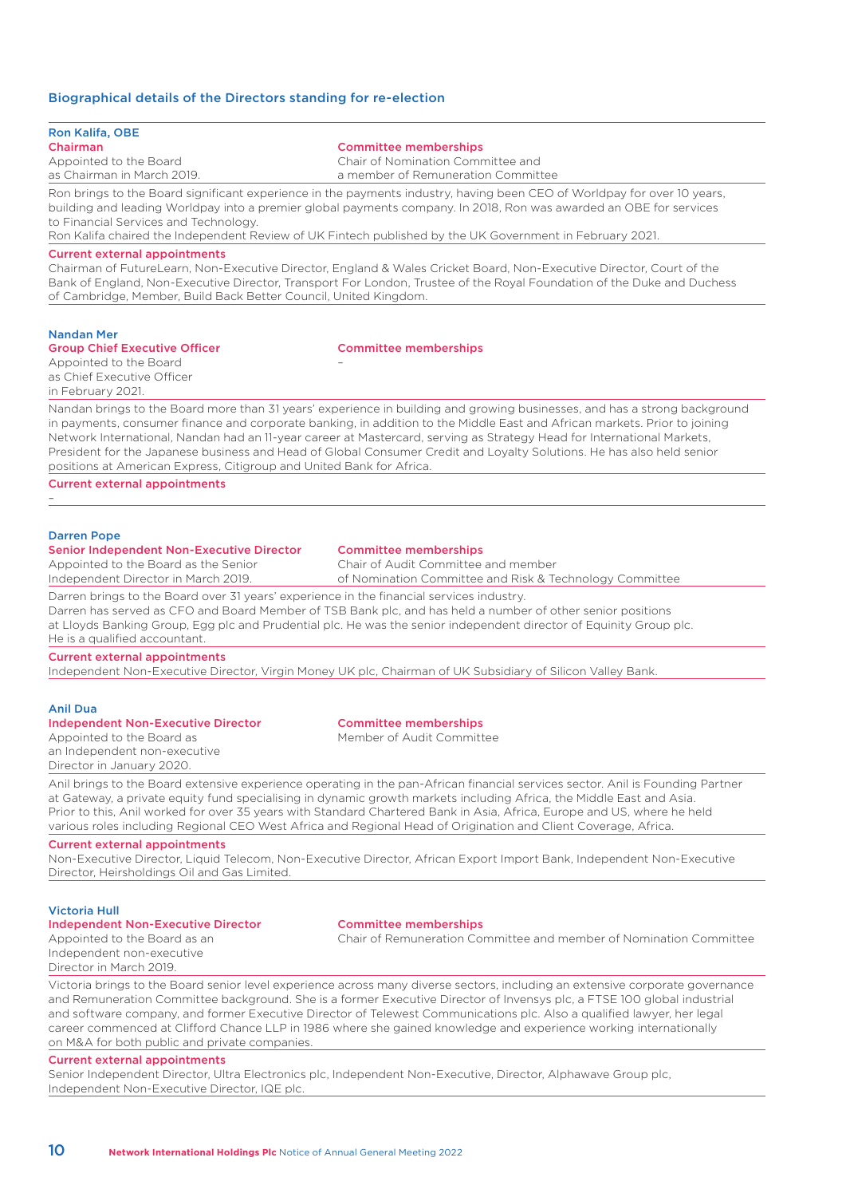## Biographical details of the Directors standing for re-election

### Ron Kalifa, OBE

**Chairman**

Appointed to the Board as Chairman in March 2019.

**Committee memberships**

Chair of Nomination Committee and a member of Remuneration Committee

Ron brings to the Board significant experience in the payments industry, having been CEO of Worldpay for over 10 years, building and leading Worldpay into a premier global payments company. In 2018, Ron was awarded an OBE for services to Financial Services and Technology.

Ron Kalifa chaired the Independent Review of UK Fintech published by the UK Government in February 2021.

**Current external appointments**

Chairman of FutureLearn, Non-Executive Director, England & Wales Cricket Board, Non-Executive Director, Court of the Bank of England, Non-Executive Director, Transport For London, Trustee of the Royal Foundation of the Duke and Duchess of Cambridge, Member, Build Back Better Council, United Kingdom.

### Nandan Mer

**Group Chief Executive Officer**

Appointed to the Board as Chief Executive Officer in February 2021.

**Committee memberships**

–

Nandan brings to the Board more than 31 years' experience in building and growing businesses, and has a strong background in payments, consumer finance and corporate banking, in addition to the Middle East and African markets. Prior to joining Network International, Nandan had an 11-year career at Mastercard, serving as Strategy Head for International Markets, President for the Japanese business and Head of Global Consumer Credit and Loyalty Solutions. He has also held senior positions at American Express, Citigroup and United Bank for Africa.

**Current external appointments**

–

### Darren Pope

**Senior Independent Non-Executive Director**

Appointed to the Board as the Senior Independent Director in March 2019.

**Committee memberships**

Chair of Audit Committee and member of Nomination Committee and Risk & Technology Committee

Darren brings to the Board over 31 years' experience in the financial services industry.

Darren has served as CFO and Board Member of TSB Bank plc, and has held a number of other senior positions at Lloyds Banking Group, Egg plc and Prudential plc. He was the senior independent director of Equinity Group plc. He is a qualified accountant.

**Current external appointments**

Independent Non-Executive Director, Virgin Money UK plc, Chairman of UK Subsidiary of Silicon Valley Bank.

### Anil Dua

**Independent Non-Executive Director**

Appointed to the Board as an Independent non-executive Director in January 2020.

**Committee memberships**

Member of Audit Committee

Anil brings to the Board extensive experience operating in the pan-African financial services sector. Anil is Founding Partner at Gateway, a private equity fund specialising in dynamic growth markets including Africa, the Middle East and Asia. Prior to this, Anil worked for over 35 years with Standard Chartered Bank in Asia, Africa, Europe and US, where he held various roles including Regional CEO West Africa and Regional Head of Origination and Client Coverage, Africa.

**Current external appointments**

Non-Executive Director, Liquid Telecom, Non-Executive Director, African Export Import Bank, Independent Non-Executive Director, Heirsholdings Oil and Gas Limited.

### Victoria Hull

**Independent Non-Executive Director**

Appointed to the Board as an Independent non-executive Director in March 2019.

**Committee memberships**

Chair of Remuneration Committee and member of Nomination Committee

Victoria brings to the Board senior level experience across many diverse sectors, including an extensive corporate governance and Remuneration Committee background. She is a former Executive Director of Invensys plc, a FTSE 100 global industrial and software company, and former Executive Director of Telewest Communications plc. Also a qualified lawyer, her legal career commenced at Clifford Chance LLP in 1986 where she gained knowledge and experience working internationally on M&A for both public and private companies.

**Current external appointments**

Senior Independent Director, Ultra Electronics plc, Independent Non-Executive, Director, Alphawave Group plc, Independent Non-Executive Director, IQE plc.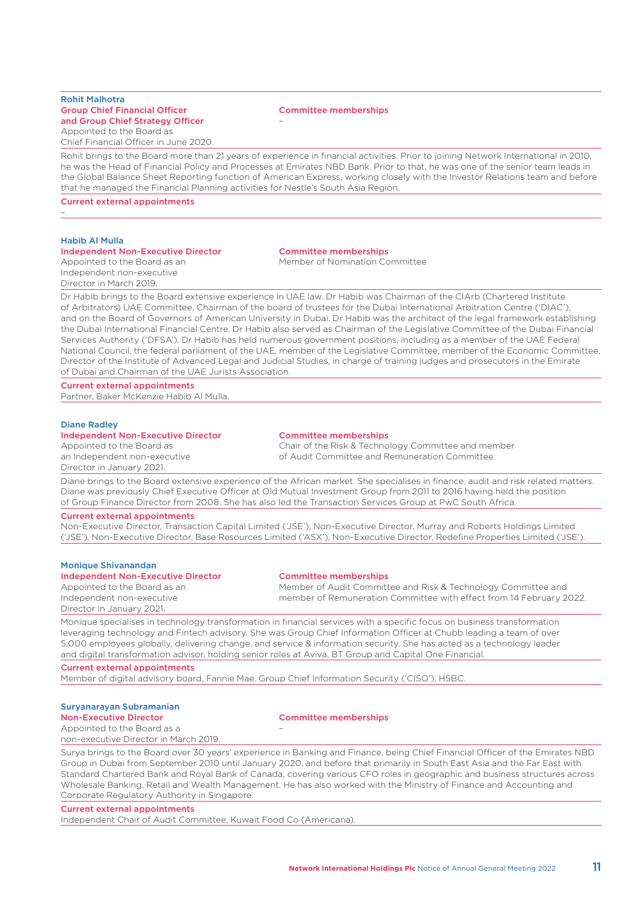### Rohit Malhotra

**Group Chief Financial Officer and Group Chief Strategy Officer**

Appointed to the Board as Chief Financial Officer in June 2020.

**Committee memberships**

–

Rohit brings to the Board more than 21 years of experience in financial activities. Prior to joining Network International in 2010, he was the Head of Financial Policy and Processes at Emirates NBD Bank. Prior to that, he was one of the senior team leads in the Global Balance Sheet Reporting function of American Express, working closely with the Investor Relations team and before that he managed the Financial Planning activities for Nestle's South Asia Region.

**Current external appointments**

–

### Habib Al Mulla

**Independent Non-Executive Director**

Appointed to the Board as an Independent non-executive Director in March 2019.

**Committee memberships**

Member of Nomination Committee

Dr Habib brings to the Board extensive experience in UAE law. Dr Habib was Chairman of the CIArb (Chartered Institute of Arbitrators) UAE Committee, Chairman of the board of trustees for the Dubai International Arbitration Centre ('DIAC'), and on the Board of Governors of American University in Dubai. Dr Habib was the architect of the legal framework establishing the Dubai International Financial Centre. Dr Habib also served as Chairman of the Legislative Committee of the Dubai Financial Services Authority ('DFSA'). Dr Habib has held numerous government positions, including as a member of the UAE Federal National Council, the federal parliament of the UAE, member of the Legislative Committee, member of the Economic Committee, Director of the Institute of Advanced Legal and Judicial Studies, in charge of training judges and prosecutors in the Emirate of Dubai and Chairman of the UAE Jurists Association.

**Current external appointments**

Partner, Baker McKenzie Habib Al Mulla.

### Diane Radley

**Independent Non-Executive Director**

Appointed to the Board as an Independent non-executive Director in January 2021.

**Committee memberships**

Chair of the Risk & Technology Committee and member of Audit Committee and Remuneration Committee

Diane brings to the Board extensive experience of the African market. She specialises in finance, audit and risk related matters. Diane was previously Chief Executive Officer at Old Mutual Investment Group from 2011 to 2016 having held the position of Group Finance Director from 2008. She has also led the Transaction Services Group at PwC South Africa.

**Current external appointments**

Non-Executive Director, Transaction Capital Limited ('JSE'), Non-Executive Director, Murray and Roberts Holdings Limited ('JSE'), Non-Executive Director, Base Resources Limited ('ASX'), Non-Executive Director, Redefine Properties Limited ('JSE').

### Monique Shivanandan

**Independent Non-Executive Director**

Appointed to the Board as an Independent non-executive Director in January 2021.

**Committee memberships**

Member of Audit Committee and Risk & Technology Committee and member of Remuneration Committee with effect from 14 February 2022.

Monique specialises in technology transformation in financial services with a specific focus on business transformation leveraging technology and Fintech advisory. She was Group Chief Information Officer at Chubb leading a team of over 5,000 employees globally, delivering change, and service & information security. She has acted as a technology leader and digital transformation advisor, holding senior roles at Aviva, BT Group and Capital One Financial.

**Current external appointments**

Member of digital advisory board, Fannie Mae. Group Chief Information Security ('CISO'), HSBC.

### Suryanarayan Subramanian

**Non-Executive Director**

Appointed to the Board as a non-executive Director in March 2019.

**Committee memberships**

–

Surya brings to the Board over 30 years' experience in Banking and Finance, being Chief Financial Officer of the Emirates NBD Group in Dubai from September 2010 until January 2020, and before that primarily in South East Asia and the Far East with Standard Chartered Bank and Royal Bank of Canada, covering various CFO roles in geographic and business structures across Wholesale Banking, Retail and Wealth Management. He has also worked with the Ministry of Finance and Accounting and Corporate Regulatory Authority in Singapore.

**Current external appointments**

Independent Chair of Audit Committee, Kuwait Food Co (Americana).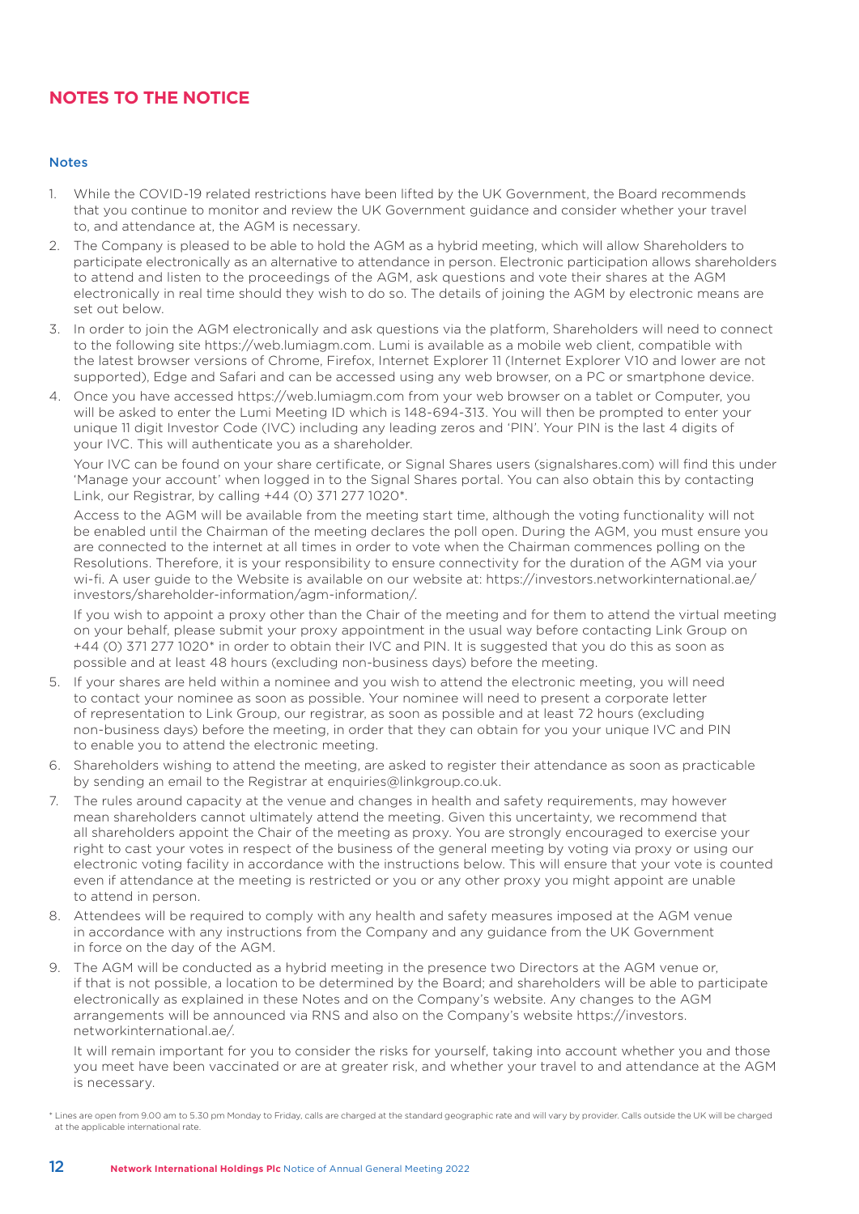# NOTES TO THE NOTICE

## Notes

1. While the COVID-19 related restrictions have been lifted by the UK Government, the Board recommends that you continue to monitor and review the UK Government guidance and consider whether your travel to, and attendance at, the AGM is necessary.
2. The Company is pleased to be able to hold the AGM as a hybrid meeting, which will allow Shareholders to participate electronically as an alternative to attendance in person. Electronic participation allows shareholders to attend and listen to the proceedings of the AGM, ask questions and vote their shares at the AGM electronically in real time should they wish to do so. The details of joining the AGM by electronic means are set out below.
3. In order to join the AGM electronically and ask questions via the platform, Shareholders will need to connect to the following site https://web.lumiagm.com. Lumi is available as a mobile web client, compatible with the latest browser versions of Chrome, Firefox, Internet Explorer 11 (Internet Explorer V10 and lower are not supported), Edge and Safari and can be accessed using any web browser, on a PC or smartphone device.
4. Once you have accessed https://web.lumiagm.com from your web browser on a tablet or Computer, you will be asked to enter the Lumi Meeting ID which is 148-694-313. You will then be prompted to enter your unique 11 digit Investor Code (IVC) including any leading zeros and 'PIN'. Your PIN is the last 4 digits of your IVC. This will authenticate you as a shareholder.

   Your IVC can be found on your share certificate, or Signal Shares users (signalshares.com) will find this under 'Manage your account' when logged in to the Signal Shares portal. You can also obtain this by contacting Link, our Registrar, by calling +44 (0) 371 277 1020*.

   Access to the AGM will be available from the meeting start time, although the voting functionality will not be enabled until the Chairman of the meeting declares the poll open. During the AGM, you must ensure you are connected to the internet at all times in order to vote when the Chairman commences polling on the Resolutions. Therefore, it is your responsibility to ensure connectivity for the duration of the AGM via your wi-fi. A user guide to the Website is available on our website at: https://investors.networkinternational.ae/investors/shareholder-information/agm-information/.

   If you wish to appoint a proxy other than the Chair of the meeting and for them to attend the virtual meeting on your behalf, please submit your proxy appointment in the usual way before contacting Link Group on +44 (0) 371 277 1020* in order to obtain their IVC and PIN. It is suggested that you do this as soon as possible and at least 48 hours (excluding non-business days) before the meeting.
5. If your shares are held within a nominee and you wish to attend the electronic meeting, you will need to contact your nominee as soon as possible. Your nominee will need to present a corporate letter of representation to Link Group, our registrar, as soon as possible and at least 72 hours (excluding non-business days) before the meeting, in order that they can obtain for you your unique IVC and PIN to enable you to attend the electronic meeting.
6. Shareholders wishing to attend the meeting, are asked to register their attendance as soon as practicable by sending an email to the Registrar at enquiries@linkgroup.co.uk.
7. The rules around capacity at the venue and changes in health and safety requirements, may however mean shareholders cannot ultimately attend the meeting. Given this uncertainty, we recommend that all shareholders appoint the Chair of the meeting as proxy. You are strongly encouraged to exercise your right to cast your votes in respect of the business of the general meeting by voting via proxy or using our electronic voting facility in accordance with the instructions below. This will ensure that your vote is counted even if attendance at the meeting is restricted or you or any other proxy you might appoint are unable to attend in person.
8. Attendees will be required to comply with any health and safety measures imposed at the AGM venue in accordance with any instructions from the Company and any guidance from the UK Government in force on the day of the AGM.
9. The AGM will be conducted as a hybrid meeting in the presence two Directors at the AGM venue or, if that is not possible, a location to be determined by the Board; and shareholders will be able to participate electronically as explained in these Notes and on the Company's website. Any changes to the AGM arrangements will be announced via RNS and also on the Company's website https://investors.networkinternational.ae/.

   It will remain important for you to consider the risks for yourself, taking into account whether you and those you meet have been vaccinated or are at greater risk, and whether your travel to and attendance at the AGM is necessary.

\* Lines are open from 9.00 am to 5.30 pm Monday to Friday, calls are charged at the standard geographic rate and will vary by provider. Calls outside the UK will be charged at the applicable international rate.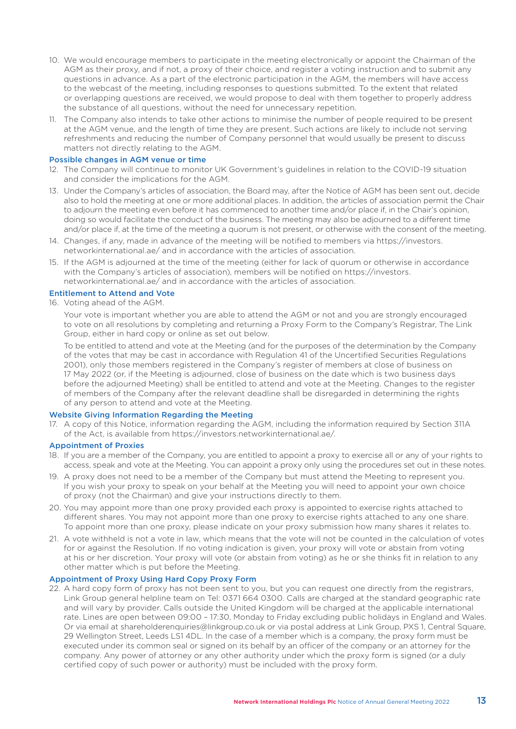10. We would encourage members to participate in the meeting electronically or appoint the Chairman of the AGM as their proxy, and if not, a proxy of their choice, and register a voting instruction and to submit any questions in advance. As a part of the electronic participation in the AGM, the members will have access to the webcast of the meeting, including responses to questions submitted. To the extent that related or overlapping questions are received, we would propose to deal with them together to properly address the substance of all questions, without the need for unnecessary repetition.
11. The Company also intends to take other actions to minimise the number of people required to be present at the AGM venue, and the length of time they are present. Such actions are likely to include not serving refreshments and reducing the number of Company personnel that would usually be present to discuss matters not directly relating to the AGM.

### Possible changes in AGM venue or time

12. The Company will continue to monitor UK Government's guidelines in relation to the COVID-19 situation and consider the implications for the AGM.
13. Under the Company's articles of association, the Board may, after the Notice of AGM has been sent out, decide also to hold the meeting at one or more additional places. In addition, the articles of association permit the Chair to adjourn the meeting even before it has commenced to another time and/or place if, in the Chair's opinion, doing so would facilitate the conduct of the business. The meeting may also be adjourned to a different time and/or place if, at the time of the meeting a quorum is not present, or otherwise with the consent of the meeting.
14. Changes, if any, made in advance of the meeting will be notified to members via https://investors.networkinternational.ae/ and in accordance with the articles of association.
15. If the AGM is adjourned at the time of the meeting (either for lack of quorum or otherwise in accordance with the Company's articles of association), members will be notified on https://investors.networkinternational.ae/ and in accordance with the articles of association.

### Entitlement to Attend and Vote

16. Voting ahead of the AGM.

    Your vote is important whether you are able to attend the AGM or not and you are strongly encouraged to vote on all resolutions by completing and returning a Proxy Form to the Company's Registrar, The Link Group, either in hard copy or online as set out below.

    To be entitled to attend and vote at the Meeting (and for the purposes of the determination by the Company of the votes that may be cast in accordance with Regulation 41 of the Uncertified Securities Regulations 2001), only those members registered in the Company's register of members at close of business on 17 May 2022 (or, if the Meeting is adjourned, close of business on the date which is two business days before the adjourned Meeting) shall be entitled to attend and vote at the Meeting. Changes to the register of members of the Company after the relevant deadline shall be disregarded in determining the rights of any person to attend and vote at the Meeting.

### Website Giving Information Regarding the Meeting

17. A copy of this Notice, information regarding the AGM, including the information required by Section 311A of the Act, is available from https://investors.networkinternational.ae/.

### Appointment of Proxies

18. If you are a member of the Company, you are entitled to appoint a proxy to exercise all or any of your rights to access, speak and vote at the Meeting. You can appoint a proxy only using the procedures set out in these notes.
19. A proxy does not need to be a member of the Company but must attend the Meeting to represent you. If you wish your proxy to speak on your behalf at the Meeting you will need to appoint your own choice of proxy (not the Chairman) and give your instructions directly to them.
20. You may appoint more than one proxy provided each proxy is appointed to exercise rights attached to different shares. You may not appoint more than one proxy to exercise rights attached to any one share. To appoint more than one proxy, please indicate on your proxy submission how many shares it relates to.
21. A vote withheld is not a vote in law, which means that the vote will not be counted in the calculation of votes for or against the Resolution. If no voting indication is given, your proxy will vote or abstain from voting at his or her discretion. Your proxy will vote (or abstain from voting) as he or she thinks fit in relation to any other matter which is put before the Meeting.

### Appointment of Proxy Using Hard Copy Proxy Form

22. A hard copy form of proxy has not been sent to you, but you can request one directly from the registrars, Link Group general helpline team on Tel: 0371 664 0300. Calls are charged at the standard geographic rate and will vary by provider. Calls outside the United Kingdom will be charged at the applicable international rate. Lines are open between 09:00 – 17:30, Monday to Friday excluding public holidays in England and Wales. Or via email at shareholderenquiries@linkgroup.co.uk or via postal address at Link Group, PXS 1, Central Square, 29 Wellington Street, Leeds LS1 4DL. In the case of a member which is a company, the proxy form must be executed under its common seal or signed on its behalf by an officer of the company or an attorney for the company. Any power of attorney or any other authority under which the proxy form is signed (or a duly certified copy of such power or authority) must be included with the proxy form.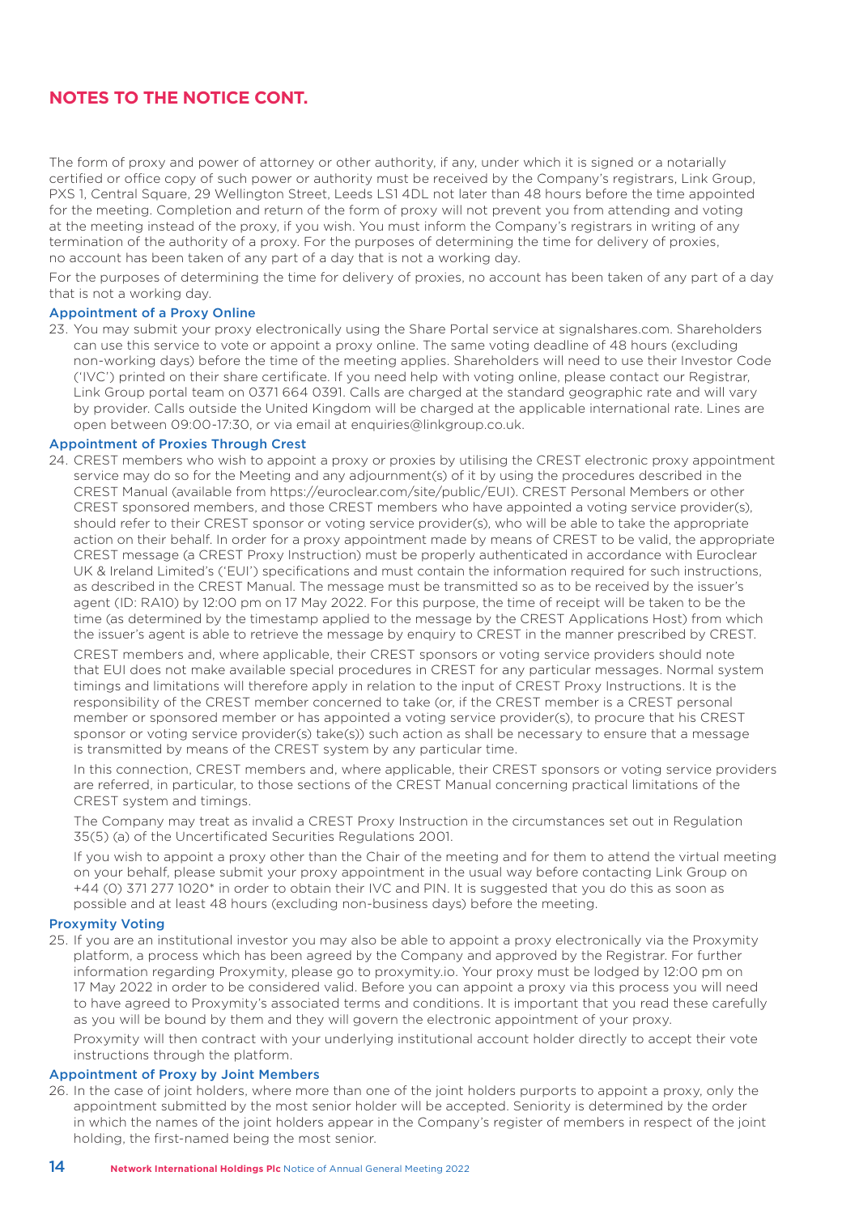## NOTES TO THE NOTICE CONT.

The form of proxy and power of attorney or other authority, if any, under which it is signed or a notarially certified or office copy of such power or authority must be received by the Company's registrars, Link Group, PXS 1, Central Square, 29 Wellington Street, Leeds LS1 4DL not later than 48 hours before the time appointed for the meeting. Completion and return of the form of proxy will not prevent you from attending and voting at the meeting instead of the proxy, if you wish. You must inform the Company's registrars in writing of any termination of the authority of a proxy. For the purposes of determining the time for delivery of proxies, no account has been taken of any part of a day that is not a working day.

For the purposes of determining the time for delivery of proxies, no account has been taken of any part of a day that is not a working day.

### Appointment of a Proxy Online

23. You may submit your proxy electronically using the Share Portal service at signalshares.com. Shareholders can use this service to vote or appoint a proxy online. The same voting deadline of 48 hours (excluding non-working days) before the time of the meeting applies. Shareholders will need to use their Investor Code ('IVC') printed on their share certificate. If you need help with voting online, please contact our Registrar, Link Group portal team on 0371 664 0391. Calls are charged at the standard geographic rate and will vary by provider. Calls outside the United Kingdom will be charged at the applicable international rate. Lines are open between 09:00-17:30, or via email at enquiries@linkgroup.co.uk.

### Appointment of Proxies Through Crest

24. CREST members who wish to appoint a proxy or proxies by utilising the CREST electronic proxy appointment service may do so for the Meeting and any adjournment(s) of it by using the procedures described in the CREST Manual (available from https://euroclear.com/site/public/EUI). CREST Personal Members or other CREST sponsored members, and those CREST members who have appointed a voting service provider(s), should refer to their CREST sponsor or voting service provider(s), who will be able to take the appropriate action on their behalf. In order for a proxy appointment made by means of CREST to be valid, the appropriate CREST message (a CREST Proxy Instruction) must be properly authenticated in accordance with Euroclear UK & Ireland Limited's ('EUI') specifications and must contain the information required for such instructions, as described in the CREST Manual. The message must be transmitted so as to be received by the issuer's agent (ID: RA10) by 12:00 pm on 17 May 2022. For this purpose, the time of receipt will be taken to be the time (as determined by the timestamp applied to the message by the CREST Applications Host) from which the issuer's agent is able to retrieve the message by enquiry to CREST in the manner prescribed by CREST.

    CREST members and, where applicable, their CREST sponsors or voting service providers should note that EUI does not make available special procedures in CREST for any particular messages. Normal system timings and limitations will therefore apply in relation to the input of CREST Proxy Instructions. It is the responsibility of the CREST member concerned to take (or, if the CREST member is a CREST personal member or sponsored member or has appointed a voting service provider(s), to procure that his CREST sponsor or voting service provider(s) take(s)) such action as shall be necessary to ensure that a message is transmitted by means of the CREST system by any particular time.

    In this connection, CREST members and, where applicable, their CREST sponsors or voting service providers are referred, in particular, to those sections of the CREST Manual concerning practical limitations of the CREST system and timings.

    The Company may treat as invalid a CREST Proxy Instruction in the circumstances set out in Regulation 35(5) (a) of the Uncertificated Securities Regulations 2001.

    If you wish to appoint a proxy other than the Chair of the meeting and for them to attend the virtual meeting on your behalf, please submit your proxy appointment in the usual way before contacting Link Group on +44 (0) 371 277 1020* in order to obtain their IVC and PIN. It is suggested that you do this as soon as possible and at least 48 hours (excluding non-business days) before the meeting.

### Proxymity Voting

25. If you are an institutional investor you may also be able to appoint a proxy electronically via the Proxymity platform, a process which has been agreed by the Company and approved by the Registrar. For further information regarding Proxymity, please go to proxymity.io. Your proxy must be lodged by 12:00 pm on 17 May 2022 in order to be considered valid. Before you can appoint a proxy via this process you will need to have agreed to Proxymity's associated terms and conditions. It is important that you read these carefully as you will be bound by them and they will govern the electronic appointment of your proxy.

    Proxymity will then contract with your underlying institutional account holder directly to accept their vote instructions through the platform.

### Appointment of Proxy by Joint Members

26. In the case of joint holders, where more than one of the joint holders purports to appoint a proxy, only the appointment submitted by the most senior holder will be accepted. Seniority is determined by the order in which the names of the joint holders appear in the Company's register of members in respect of the joint holding, the first-named being the most senior.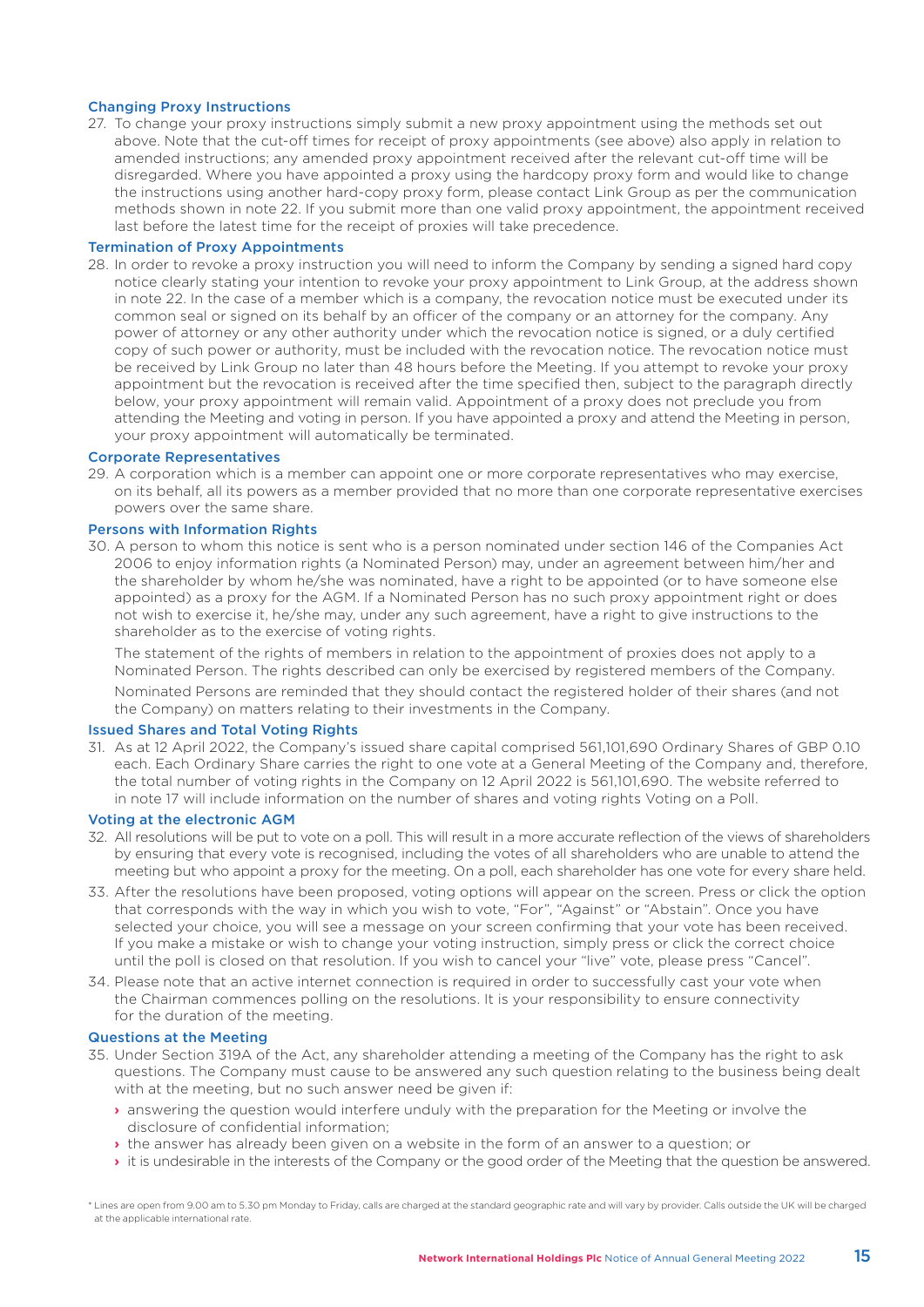### Changing Proxy Instructions

27. To change your proxy instructions simply submit a new proxy appointment using the methods set out above. Note that the cut-off times for receipt of proxy appointments (see above) also apply in relation to amended instructions; any amended proxy appointment received after the relevant cut-off time will be disregarded. Where you have appointed a proxy using the hardcopy proxy form and would like to change the instructions using another hard-copy proxy form, please contact Link Group as per the communication methods shown in note 22. If you submit more than one valid proxy appointment, the appointment received last before the latest time for the receipt of proxies will take precedence.

### Termination of Proxy Appointments

28. In order to revoke a proxy instruction you will need to inform the Company by sending a signed hard copy notice clearly stating your intention to revoke your proxy appointment to Link Group, at the address shown in note 22. In the case of a member which is a company, the revocation notice must be executed under its common seal or signed on its behalf by an officer of the company or an attorney for the company. Any power of attorney or any other authority under which the revocation notice is signed, or a duly certified copy of such power or authority, must be included with the revocation notice. The revocation notice must be received by Link Group no later than 48 hours before the Meeting. If you attempt to revoke your proxy appointment but the revocation is received after the time specified then, subject to the paragraph directly below, your proxy appointment will remain valid. Appointment of a proxy does not preclude you from attending the Meeting and voting in person. If you have appointed a proxy and attend the Meeting in person, your proxy appointment will automatically be terminated.

### Corporate Representatives

29. A corporation which is a member can appoint one or more corporate representatives who may exercise, on its behalf, all its powers as a member provided that no more than one corporate representative exercises powers over the same share.

### Persons with Information Rights

30. A person to whom this notice is sent who is a person nominated under section 146 of the Companies Act 2006 to enjoy information rights (a Nominated Person) may, under an agreement between him/her and the shareholder by whom he/she was nominated, have a right to be appointed (or to have someone else appointed) as a proxy for the AGM. If a Nominated Person has no such proxy appointment right or does not wish to exercise it, he/she may, under any such agreement, have a right to give instructions to the shareholder as to the exercise of voting rights.

    The statement of the rights of members in relation to the appointment of proxies does not apply to a Nominated Person. The rights described can only be exercised by registered members of the Company.

    Nominated Persons are reminded that they should contact the registered holder of their shares (and not the Company) on matters relating to their investments in the Company.

### Issued Shares and Total Voting Rights

31. As at 12 April 2022, the Company's issued share capital comprised 561,101,690 Ordinary Shares of GBP 0.10 each. Each Ordinary Share carries the right to one vote at a General Meeting of the Company and, therefore, the total number of voting rights in the Company on 12 April 2022 is 561,101,690. The website referred to in note 17 will include information on the number of shares and voting rights Voting on a Poll.

### Voting at the electronic AGM

32. All resolutions will be put to vote on a poll. This will result in a more accurate reflection of the views of shareholders by ensuring that every vote is recognised, including the votes of all shareholders who are unable to attend the meeting but who appoint a proxy for the meeting. On a poll, each shareholder has one vote for every share held.
33. After the resolutions have been proposed, voting options will appear on the screen. Press or click the option that corresponds with the way in which you wish to vote, "For", "Against" or "Abstain". Once you have selected your choice, you will see a message on your screen confirming that your vote has been received. If you make a mistake or wish to change your voting instruction, simply press or click the correct choice until the poll is closed on that resolution. If you wish to cancel your "live" vote, please press "Cancel".
34. Please note that an active internet connection is required in order to successfully cast your vote when the Chairman commences polling on the resolutions. It is your responsibility to ensure connectivity for the duration of the meeting.

### Questions at the Meeting

35. Under Section 319A of the Act, any shareholder attending a meeting of the Company has the right to ask questions. The Company must cause to be answered any such question relating to the business being dealt with at the meeting, but no such answer need be given if:
    - answering the question would interfere unduly with the preparation for the Meeting or involve the disclosure of confidential information;
    - the answer has already been given on a website in the form of an answer to a question; or
    - it is undesirable in the interests of the Company or the good order of the Meeting that the question be answered.

\* Lines are open from 9.00 am to 5.30 pm Monday to Friday, calls are charged at the standard geographic rate and will vary by provider. Calls outside the UK will be charged at the applicable international rate.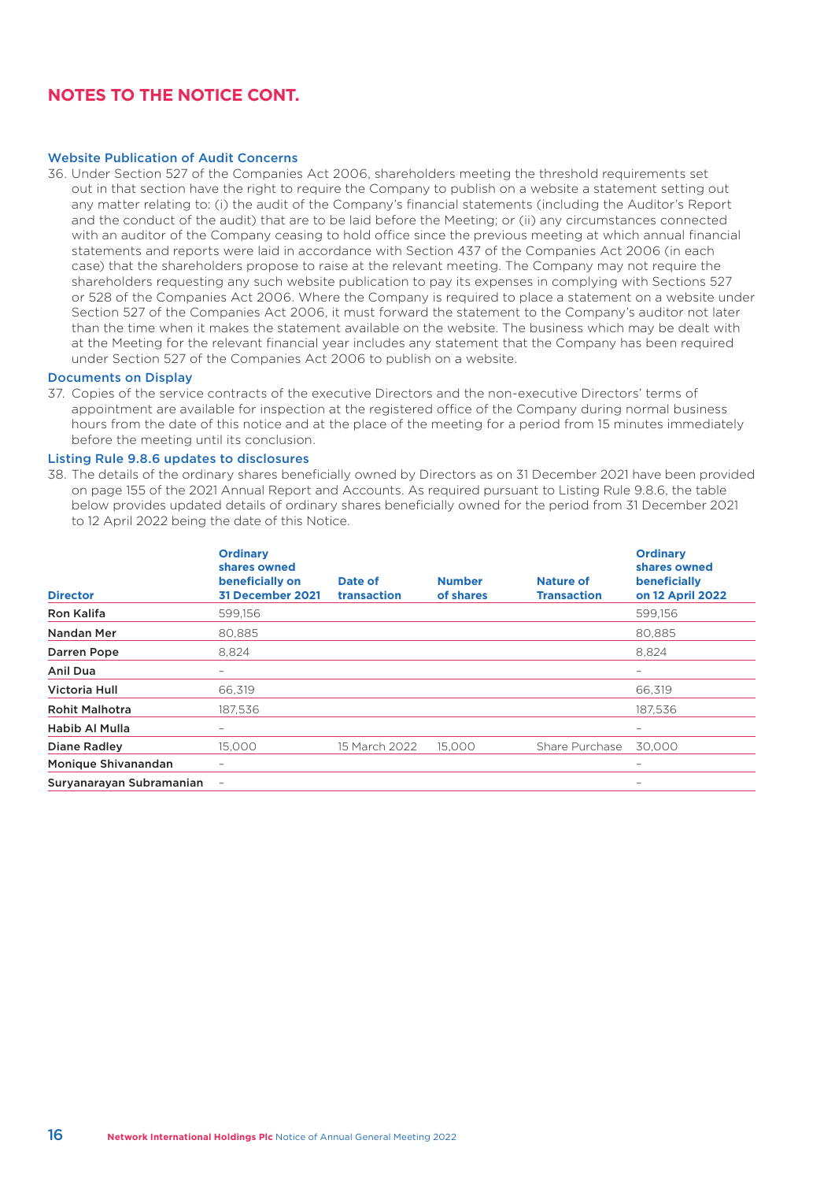## NOTES TO THE NOTICE CONT.

### Website Publication of Audit Concerns

36. Under Section 527 of the Companies Act 2006, shareholders meeting the threshold requirements set out in that section have the right to require the Company to publish on a website a statement setting out any matter relating to: (i) the audit of the Company's financial statements (including the Auditor's Report and the conduct of the audit) that are to be laid before the Meeting; or (ii) any circumstances connected with an auditor of the Company ceasing to hold office since the previous meeting at which annual financial statements and reports were laid in accordance with Section 437 of the Companies Act 2006 (in each case) that the shareholders propose to raise at the relevant meeting. The Company may not require the shareholders requesting any such website publication to pay its expenses in complying with Sections 527 or 528 of the Companies Act 2006. Where the Company is required to place a statement on a website under Section 527 of the Companies Act 2006, it must forward the statement to the Company's auditor not later than the time when it makes the statement available on the website. The business which may be dealt with at the Meeting for the relevant financial year includes any statement that the Company has been required under Section 527 of the Companies Act 2006 to publish on a website.

### Documents on Display

37. Copies of the service contracts of the executive Directors and the non-executive Directors' terms of appointment are available for inspection at the registered office of the Company during normal business hours from the date of this notice and at the place of the meeting for a period from 15 minutes immediately before the meeting until its conclusion.

### Listing Rule 9.8.6 updates to disclosures

38. The details of the ordinary shares beneficially owned by Directors as on 31 December 2021 have been provided on page 155 of the 2021 Annual Report and Accounts. As required pursuant to Listing Rule 9.8.6, the table below provides updated details of ordinary shares beneficially owned for the period from 31 December 2021 to 12 April 2022 being the date of this Notice.

| Director | Ordinary shares owned beneficially on 31 December 2021 | Date of transaction | Number of shares | Nature of Transaction | Ordinary shares owned beneficially on 12 April 2022 |
|---|---|---|---|---|---|
| Ron Kalifa | 599,156 | | | | 599,156 |
| Nandan Mer | 80,885 | | | | 80,885 |
| Darren Pope | 8,824 | | | | 8,824 |
| Anil Dua | – | | | | – |
| Victoria Hull | 66,319 | | | | 66,319 |
| Rohit Malhotra | 187,536 | | | | 187,536 |
| Habib Al Mulla | – | | | | – |
| Diane Radley | 15,000 | 15 March 2022 | 15,000 | Share Purchase | 30,000 |
| Monique Shivanandan | – | | | | – |
| Suryanarayan Subramanian | – | | | | – |